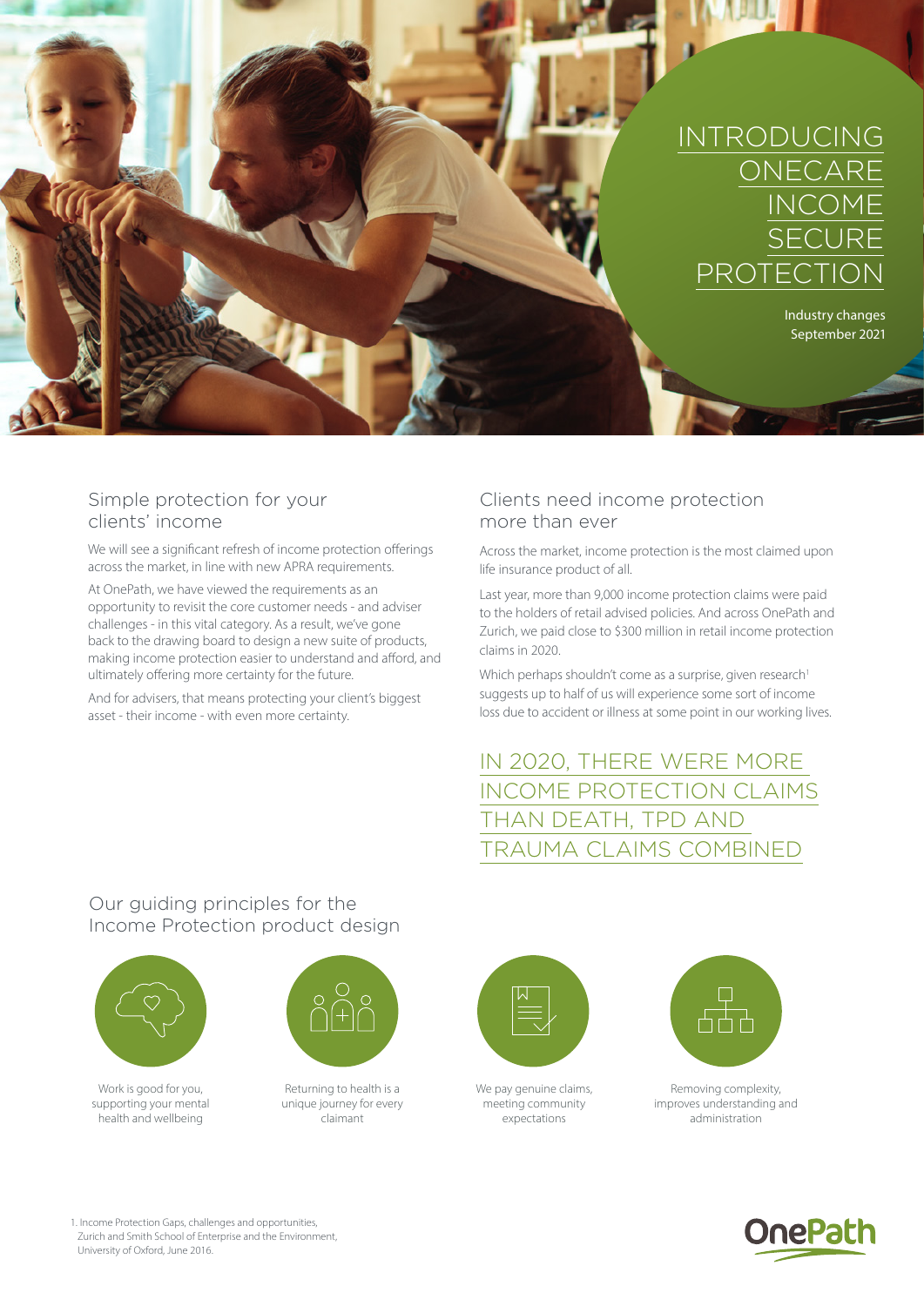# INTRODUCING ONECARE INCOME SECURE PROTECTION

Industry changes
September 2021

## Simple protection for your clients' income

We will see a significant refresh of income protection offerings across the market, in line with new APRA requirements.

At OnePath, we have viewed the requirements as an opportunity to revisit the core customer needs - and adviser challenges - in this vital category. As a result, we've gone back to the drawing board to design a new suite of products, making income protection easier to understand and afford, and ultimately offering more certainty for the future.

And for advisers, that means protecting your client's biggest asset - their income - with even more certainty.

## Clients need income protection more than ever

Across the market, income protection is the most claimed upon life insurance product of all.

Last year, more than 9,000 income protection claims were paid to the holders of retail advised policies. And across OnePath and Zurich, we paid close to $300 million in retail income protection claims in 2020.

Which perhaps shouldn't come as a surprise, given research[1] suggests up to half of us will experience some sort of income loss due to accident or illness at some point in our working lives.

IN 2020, THERE WERE MORE INCOME PROTECTION CLAIMS THAN DEATH, TPD AND TRAUMA CLAIMS COMBINED

## Our guiding principles for the Income Protection product design

- Work is good for you, supporting your mental health and wellbeing
- Returning to health is a unique journey for every claimant
- We pay genuine claims, meeting community expectations
- Removing complexity, improves understanding and administration

1. Income Protection Gaps, challenges and opportunities, Zurich and Smith School of Enterprise and the Environment, University of Oxford, June 2016.

OnePath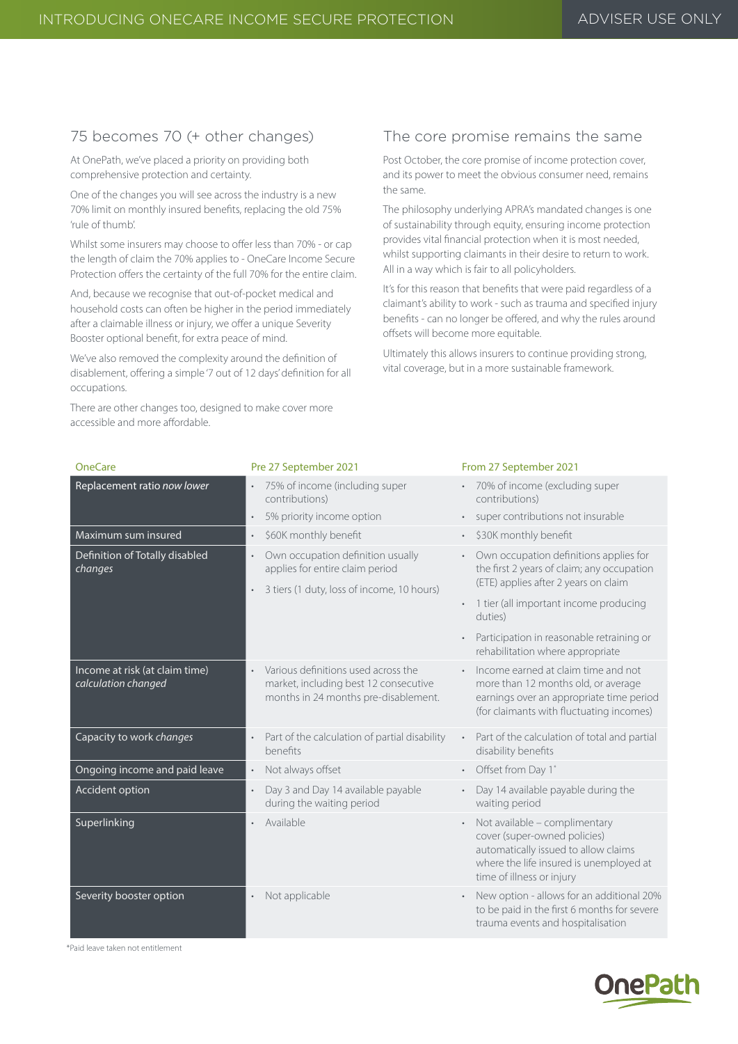## 75 becomes 70 (+ other changes)

At OnePath, we've placed a priority on providing both comprehensive protection and certainty.

One of the changes you will see across the industry is a new 70% limit on monthly insured benefits, replacing the old 75% 'rule of thumb'.

Whilst some insurers may choose to offer less than 70% - or cap the length of claim the 70% applies to - OneCare Income Secure Protection offers the certainty of the full 70% for the entire claim.

And, because we recognise that out-of-pocket medical and household costs can often be higher in the period immediately after a claimable illness or injury, we offer a unique Severity Booster optional benefit, for extra peace of mind.

We've also removed the complexity around the definition of disablement, offering a simple '7 out of 12 days' definition for all occupations.

There are other changes too, designed to make cover more accessible and more affordable.

## The core promise remains the same

Post October, the core promise of income protection cover, and its power to meet the obvious consumer need, remains the same.

The philosophy underlying APRA's mandated changes is one of sustainability through equity, ensuring income protection provides vital financial protection when it is most needed, whilst supporting claimants in their desire to return to work. All in a way which is fair to all policyholders.

It's for this reason that benefits that were paid regardless of a claimant's ability to work - such as trauma and specified injury benefits - can no longer be offered, and why the rules around offsets will become more equitable.

Ultimately this allows insurers to continue providing strong, vital coverage, but in a more sustainable framework.

| OneCare | Pre 27 September 2021 | From 27 September 2021 |
|---|---|---|
| Replacement ratio *now lower* | • 75% of income (including super contributions)<br>• 5% priority income option | • 70% of income (excluding super contributions)<br>• super contributions not insurable |
| Maximum sum insured | • $60K monthly benefit | • $30K monthly benefit |
| Definition of Totally disabled *changes* | • Own occupation definition usually applies for entire claim period<br>• 3 tiers (1 duty, loss of income, 10 hours) | • Own occupation definitions applies for the first 2 years of claim; any occupation (ETE) applies after 2 years on claim<br>• 1 tier (all important income producing duties)<br>• Participation in reasonable retraining or rehabilitation where appropriate |
| Income at risk (at claim time) *calculation changed* | • Various definitions used across the market, including best 12 consecutive months in 24 months pre-disablement. | • Income earned at claim time and not more than 12 months old, or average earnings over an appropriate time period (for claimants with fluctuating incomes) |
| Capacity to work *changes* | • Part of the calculation of partial disability benefits | • Part of the calculation of total and partial disability benefits |
| Ongoing income and paid leave | • Not always offset | • Offset from Day 1* |
| Accident option | • Day 3 and Day 14 available payable during the waiting period | • Day 14 available payable during the waiting period |
| Superlinking | • Available | • Not available – complimentary cover (super-owned policies) automatically issued to allow claims where the life insured is unemployed at time of illness or injury |
| Severity booster option | • Not applicable | • New option - allows for an additional 20% to be paid in the first 6 months for severe trauma events and hospitalisation |

*Paid leave taken not entitlement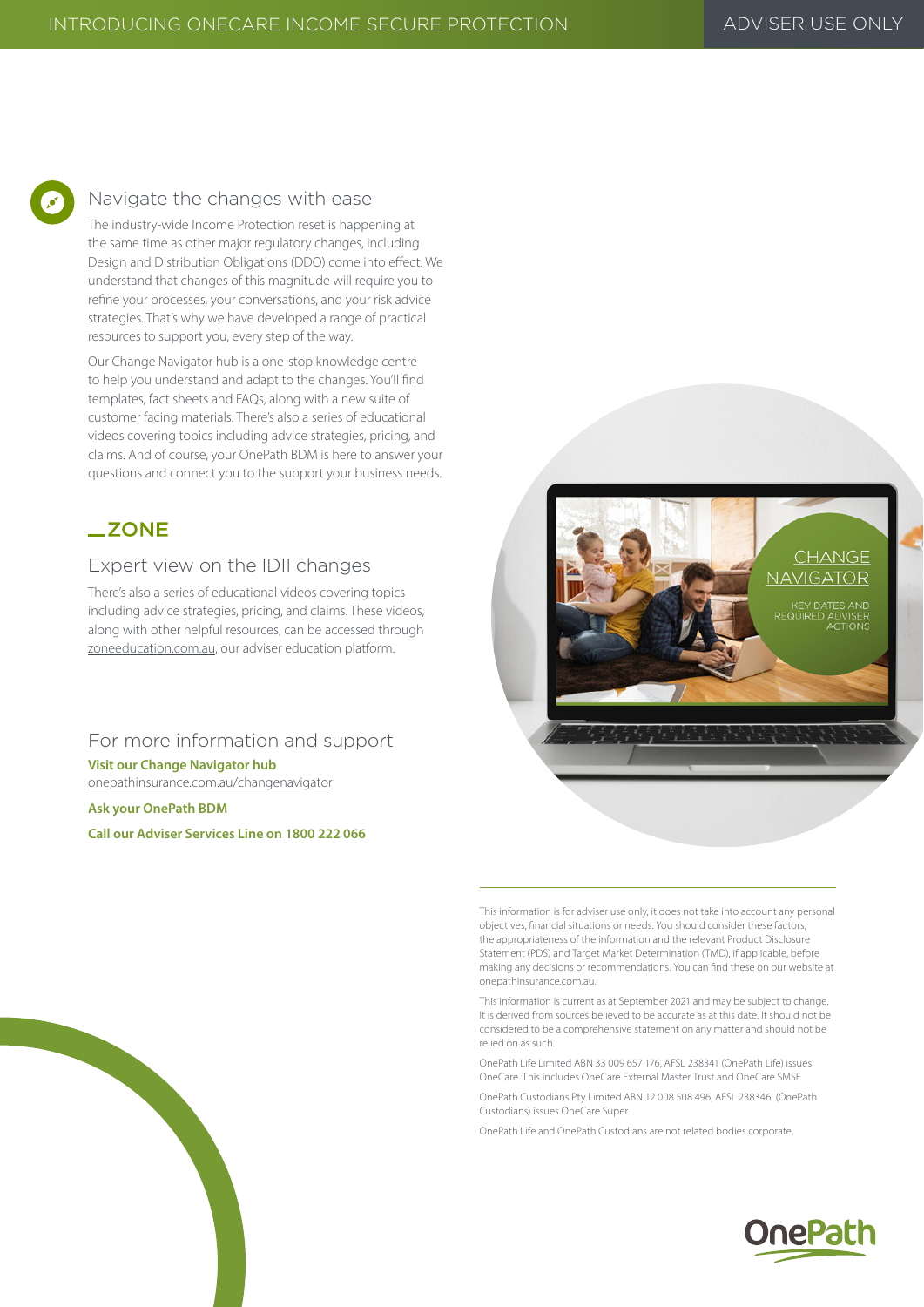## Navigate the changes with ease

The industry-wide Income Protection reset is happening at the same time as other major regulatory changes, including Design and Distribution Obligations (DDO) come into effect. We understand that changes of this magnitude will require you to refine your processes, your conversations, and your risk advice strategies. That's why we have developed a range of practical resources to support you, every step of the way.

Our Change Navigator hub is a one-stop knowledge centre to help you understand and adapt to the changes. You'll find templates, fact sheets and FAQs, along with a new suite of customer facing materials. There's also a series of educational videos covering topics including advice strategies, pricing, and claims. And of course, your OnePath BDM is here to answer your questions and connect you to the support your business needs.

_ZONE

## Expert view on the IDII changes

There's also a series of educational videos covering topics including advice strategies, pricing, and claims. These videos, along with other helpful resources, can be accessed through zoneeducation.com.au, our adviser education platform.

CHANGE NAVIGATOR

KEY DATES AND REQUIRED ADVISER ACTIONS

## For more information and support

**Visit our Change Navigator hub**
onepathinsurance.com.au/changenavigator

**Ask your OnePath BDM**

**Call our Adviser Services Line on 1800 222 066**

This information is for adviser use only, it does not take into account any personal objectives, financial situations or needs. You should consider these factors, the appropriateness of the information and the relevant Product Disclosure Statement (PDS) and Target Market Determination (TMD), if applicable, before making any decisions or recommendations. You can find these on our website at onepathinsurance.com.au.

This information is current as at September 2021 and may be subject to change. It is derived from sources believed to be accurate as at this date. It should not be considered to be a comprehensive statement on any matter and should not be relied on as such.

OnePath Life Limited ABN 33 009 657 176, AFSL 238341 (OnePath Life) issues OneCare. This includes OneCare External Master Trust and OneCare SMSF.

OnePath Custodians Pty Limited ABN 12 008 508 496, AFSL 238346 (OnePath Custodians) issues OneCare Super.

OnePath Life and OnePath Custodians are not related bodies corporate.

OnePath